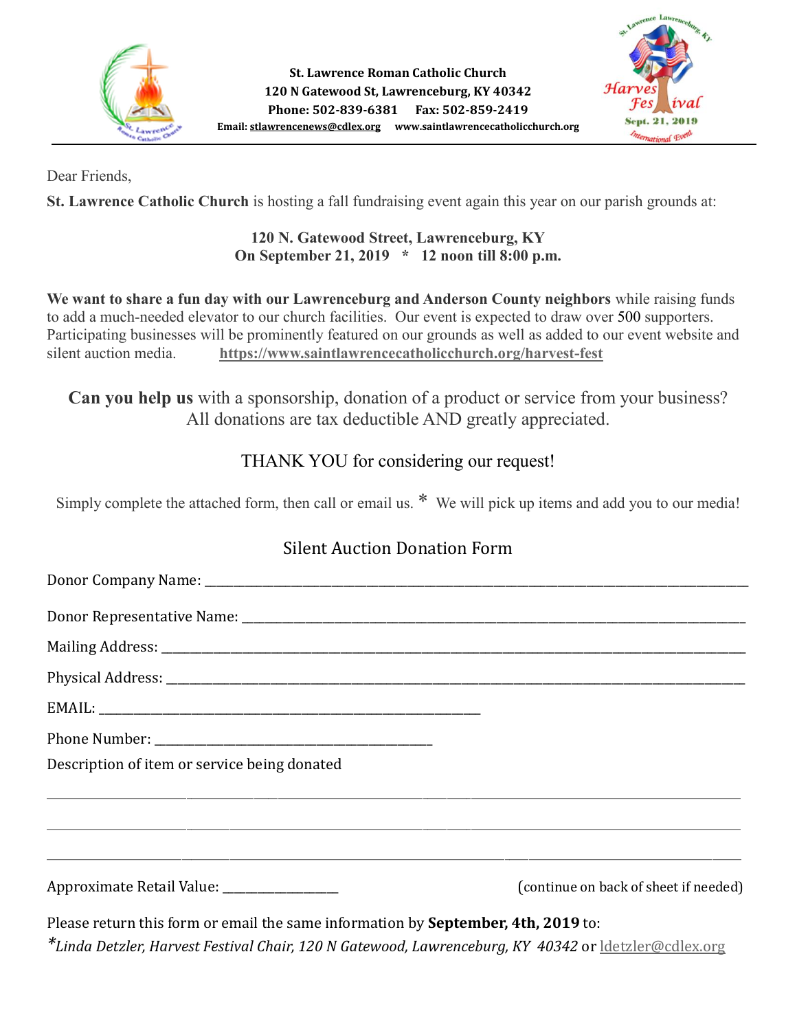**St. Lawrence Roman Catholic Church**
**120 N Gatewood St, Lawrenceburg, KY 40342**
**Phone: 502-839-6381 Fax: 502-859-2419**
**Email: stlawrencenews@cdlex.org www.saintlawrencecatholicchurch.org**

St. Lawrence Lawrenceburg, KY
Harvest Festival
Sept. 21, 2019
International Event

---

Dear Friends,

**St. Lawrence Catholic Church** is hosting a fall fundraising event again this year on our parish grounds at:

**120 N. Gatewood Street, Lawrenceburg, KY**
**On September 21, 2019 * 12 noon till 8:00 p.m.**

**We want to share a fun day with our Lawrenceburg and Anderson County neighbors** while raising funds to add a much-needed elevator to our church facilities. Our event is expected to draw over 500 supporters. Participating businesses will be prominently featured on our grounds as well as added to our event website and silent auction media. **https://www.saintlawrencecatholicchurch.org/harvest-fest**

**Can you help us** with a sponsorship, donation of a product or service from your business?
All donations are tax deductible AND greatly appreciated.

THANK YOU for considering our request!

Simply complete the attached form, then call or email us. * We will pick up items and add you to our media!

## Silent Auction Donation Form

Donor Company Name: ______________________________________________

Donor Representative Name: ______________________________________________

Mailing Address: ______________________________________________

Physical Address: ______________________________________________

EMAIL: ______________________________

Phone Number: ______________________

Description of item or service being donated

______________________________________________

______________________________________________

______________________________________________

Approximate Retail Value: __________ (continue on back of sheet if needed)

Please return this form or email the same information by **September, 4th, 2019** to:
*\*Linda Detzler, Harvest Festival Chair, 120 N Gatewood, Lawrenceburg, KY 40342* or ldetzler@cdlex.org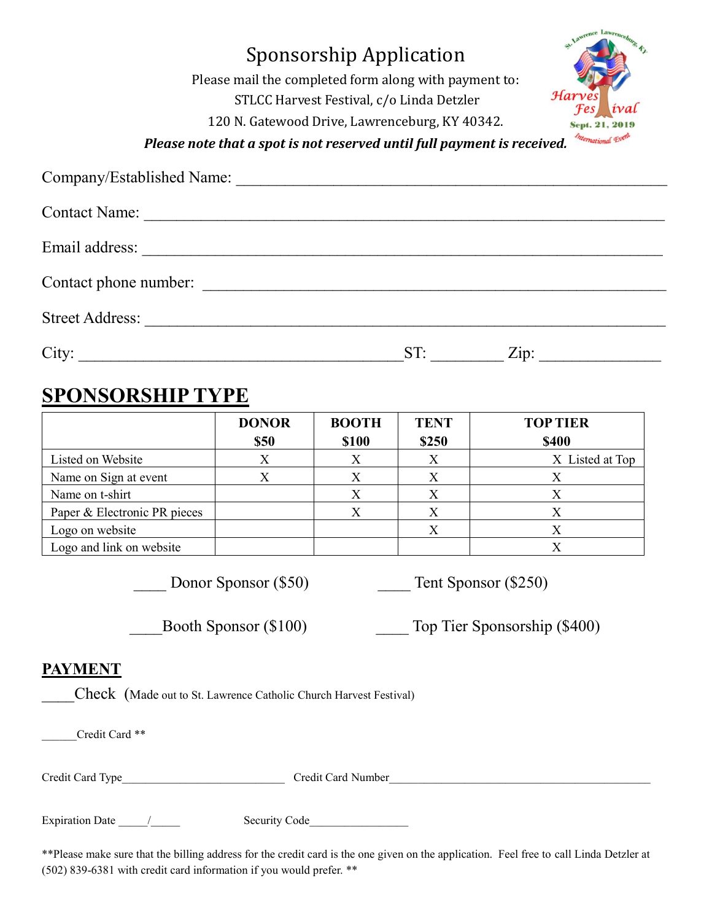# Sponsorship Application

Please mail the completed form along with payment to:
STLCC Harvest Festival, c/o Linda Detzler
120 N. Gatewood Drive, Lawrenceburg, KY 40342.

***Please note that a spot is not reserved until full payment is received.***

St. Lawrence Lawrenceburg, KY
Harvest Festival
Sept. 21, 2019
International Event

Company/Established Name: ____________________________________________________

Contact Name: ____________________________________________________________

Email address: ____________________________________________________________

Contact phone number: ______________________________________________________

Street Address: ___________________________________________________________

City: ________________________________ST: _________ Zip: _______________

## SPONSORSHIP TYPE

| | DONOR $50 | BOOTH $100 | TENT $250 | TOP TIER $400 |
|---|---|---|---|---|
| Listed on Website | X | X | X | X Listed at Top |
| Name on Sign at event | X | X | X | X |
| Name on t-shirt | | X | X | X |
| Paper & Electronic PR pieces | | X | X | X |
| Logo on website | | | X | X |
| Logo and link on website | | | | X |

____ Donor Sponsor ($50)

____ Tent Sponsor ($250)

____Booth Sponsor ($100)

____ Top Tier Sponsorship ($400)

## PAYMENT

____Check (Made out to St. Lawrence Catholic Church Harvest Festival)

______Credit Card **

Credit Card Type___________________________ Credit Card Number_____________________________________________

Expiration Date _____/_____ Security Code_________________

**Please make sure that the billing address for the credit card is the one given on the application. Feel free to call Linda Detzler at (502) 839-6381 with credit card information if you would prefer. **